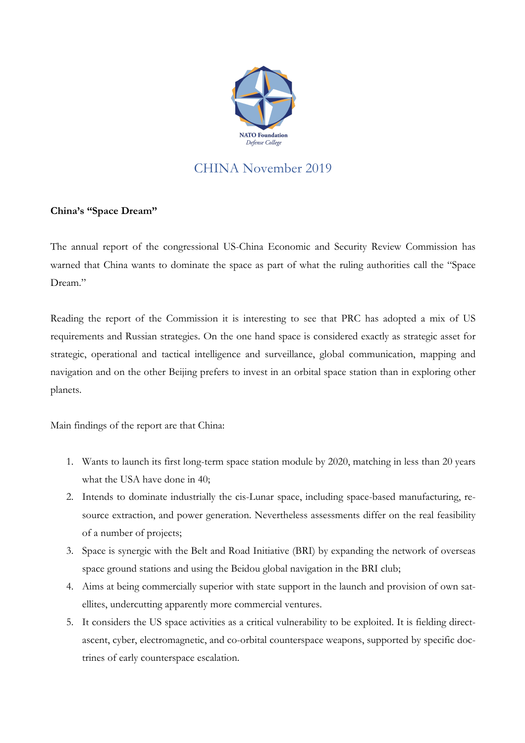NATO Foundation
*Defense College*

# CHINA November 2019

**China's "Space Dream"**

The annual report of the congressional US-China Economic and Security Review Commission has warned that China wants to dominate the space as part of what the ruling authorities call the "Space Dream."

Reading the report of the Commission it is interesting to see that PRC has adopted a mix of US requirements and Russian strategies. On the one hand space is considered exactly as strategic asset for strategic, operational and tactical intelligence and surveillance, global communication, mapping and navigation and on the other Beijing prefers to invest in an orbital space station than in exploring other planets.

Main findings of the report are that China:

1. Wants to launch its first long-term space station module by 2020, matching in less than 20 years what the USA have done in 40;
2. Intends to dominate industrially the cis-Lunar space, including space-based manufacturing, resource extraction, and power generation. Nevertheless assessments differ on the real feasibility of a number of projects;
3. Space is synergic with the Belt and Road Initiative (BRI) by expanding the network of overseas space ground stations and using the Beidou global navigation in the BRI club;
4. Aims at being commercially superior with state support in the launch and provision of own satellites, undercutting apparently more commercial ventures.
5. It considers the US space activities as a critical vulnerability to be exploited. It is fielding direct-ascent, cyber, electromagnetic, and co-orbital counterspace weapons, supported by specific doctrines of early counterspace escalation.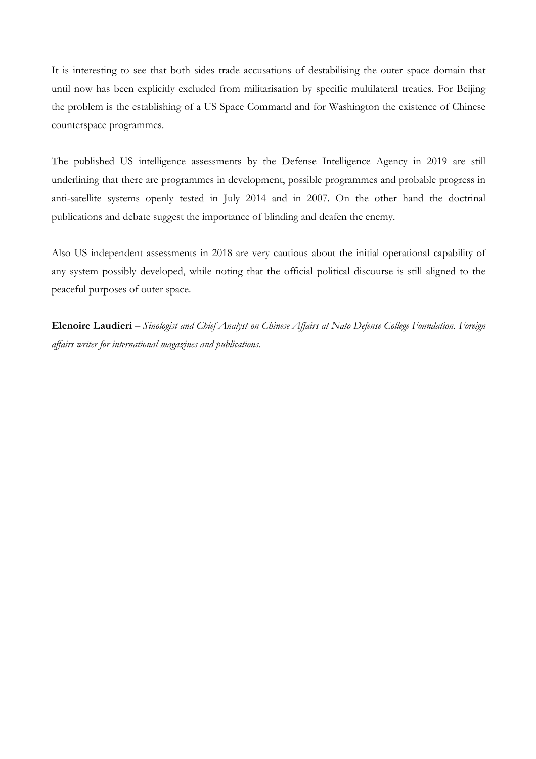It is interesting to see that both sides trade accusations of destabilising the outer space domain that until now has been explicitly excluded from militarisation by specific multilateral treaties. For Beijing the problem is the establishing of a US Space Command and for Washington the existence of Chinese counterspace programmes.

The published US intelligence assessments by the Defense Intelligence Agency in 2019 are still underlining that there are programmes in development, possible programmes and probable progress in anti-satellite systems openly tested in July 2014 and in 2007. On the other hand the doctrinal publications and debate suggest the importance of blinding and deafen the enemy.

Also US independent assessments in 2018 are very cautious about the initial operational capability of any system possibly developed, while noting that the official political discourse is still aligned to the peaceful purposes of outer space.

**Elenoire Laudieri** – *Sinologist and Chief Analyst on Chinese Affairs at Nato Defense College Foundation. Foreign affairs writer for international magazines and publications.*